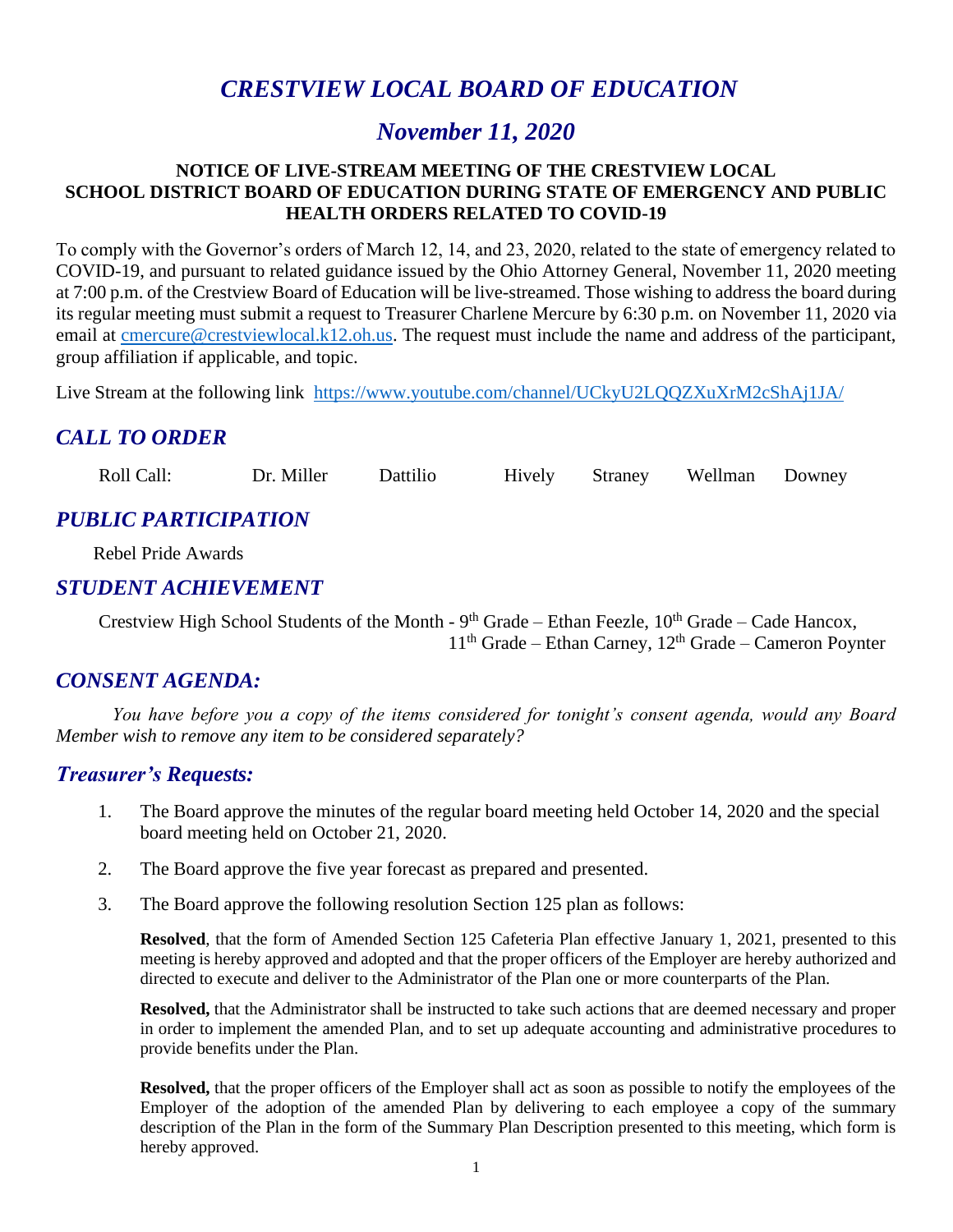# *CRESTVIEW LOCAL BOARD OF EDUCATION*

## *November 11, 2020*

**NOTICE OF LIVE-STREAM MEETING OF THE CRESTVIEW LOCAL SCHOOL DISTRICT BOARD OF EDUCATION DURING STATE OF EMERGENCY AND PUBLIC HEALTH ORDERS RELATED TO COVID-19**

To comply with the Governor's orders of March 12, 14, and 23, 2020, related to the state of emergency related to COVID-19, and pursuant to related guidance issued by the Ohio Attorney General, November 11, 2020 meeting at 7:00 p.m. of the Crestview Board of Education will be live-streamed. Those wishing to address the board during its regular meeting must submit a request to Treasurer Charlene Mercure by 6:30 p.m. on November 11, 2020 via email at cmercure@crestviewlocal.k12.oh.us. The request must include the name and address of the participant, group affiliation if applicable, and topic.

Live Stream at the following link https://www.youtube.com/channel/UCkyU2LQQZXuXrM2cShAj1JA/

## *CALL TO ORDER*

Roll Call: Dr. Miller Dattilio Hively Straney Wellman Downey

## *PUBLIC PARTICIPATION*

Rebel Pride Awards

## *STUDENT ACHIEVEMENT*

Crestview High School Students of the Month - 9th Grade – Ethan Feezle, 10th Grade – Cade Hancox, 11th Grade – Ethan Carney, 12th Grade – Cameron Poynter

## *CONSENT AGENDA:*

*You have before you a copy of the items considered for tonight's consent agenda, would any Board Member wish to remove any item to be considered separately?*

## *Treasurer's Requests:*

1. The Board approve the minutes of the regular board meeting held October 14, 2020 and the special board meeting held on October 21, 2020.

2. The Board approve the five year forecast as prepared and presented.

3. The Board approve the following resolution Section 125 plan as follows:

   **Resolved**, that the form of Amended Section 125 Cafeteria Plan effective January 1, 2021, presented to this meeting is hereby approved and adopted and that the proper officers of the Employer are hereby authorized and directed to execute and deliver to the Administrator of the Plan one or more counterparts of the Plan.

   **Resolved,** that the Administrator shall be instructed to take such actions that are deemed necessary and proper in order to implement the amended Plan, and to set up adequate accounting and administrative procedures to provide benefits under the Plan.

   **Resolved,** that the proper officers of the Employer shall act as soon as possible to notify the employees of the Employer of the adoption of the amended Plan by delivering to each employee a copy of the summary description of the Plan in the form of the Summary Plan Description presented to this meeting, which form is hereby approved.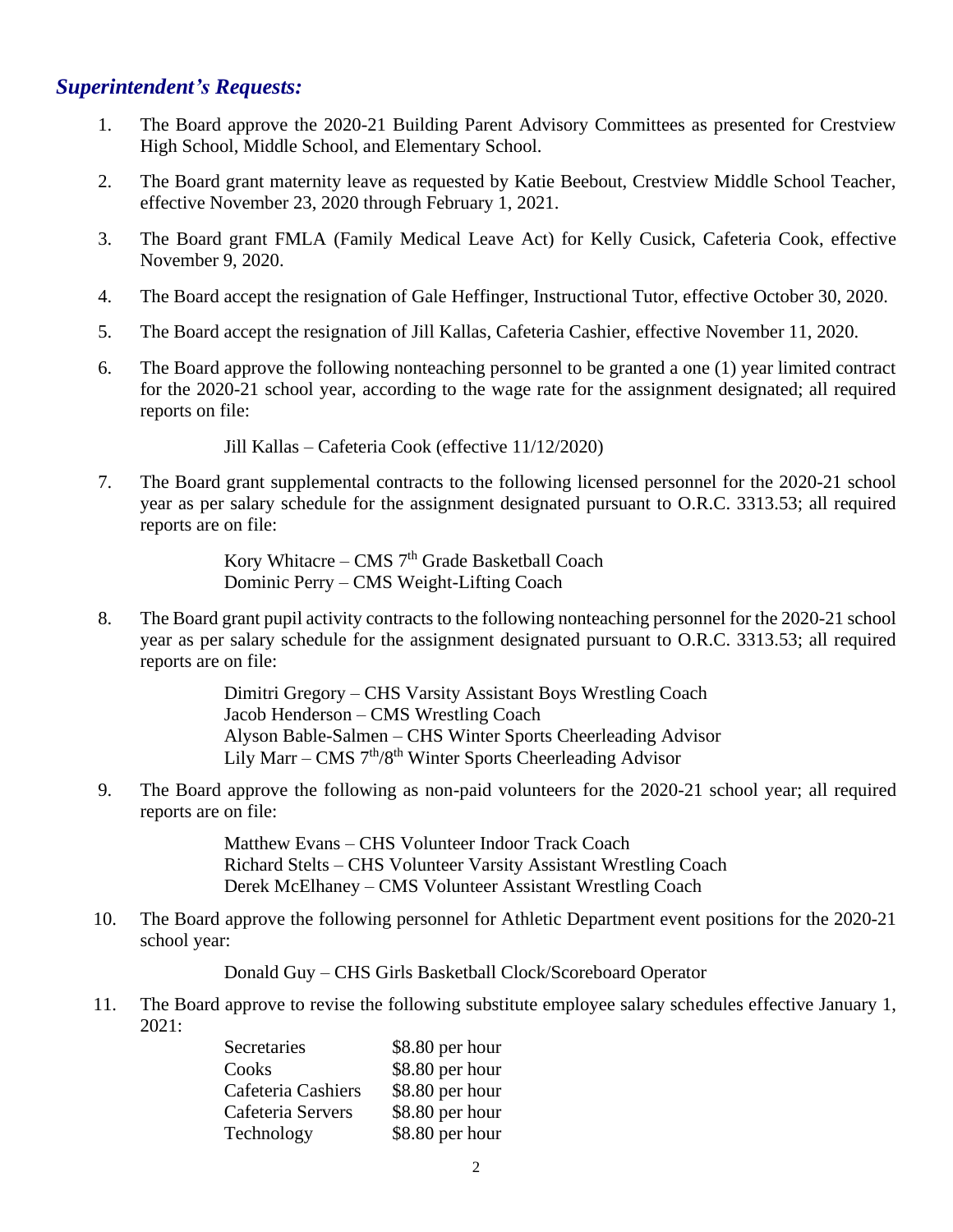## *Superintendent's Requests:*

1. The Board approve the 2020-21 Building Parent Advisory Committees as presented for Crestview High School, Middle School, and Elementary School.

2. The Board grant maternity leave as requested by Katie Beebout, Crestview Middle School Teacher, effective November 23, 2020 through February 1, 2021.

3. The Board grant FMLA (Family Medical Leave Act) for Kelly Cusick, Cafeteria Cook, effective November 9, 2020.

4. The Board accept the resignation of Gale Heffinger, Instructional Tutor, effective October 30, 2020.

5. The Board accept the resignation of Jill Kallas, Cafeteria Cashier, effective November 11, 2020.

6. The Board approve the following nonteaching personnel to be granted a one (1) year limited contract for the 2020-21 school year, according to the wage rate for the assignment designated; all required reports on file:

   Jill Kallas – Cafeteria Cook (effective 11/12/2020)

7. The Board grant supplemental contracts to the following licensed personnel for the 2020-21 school year as per salary schedule for the assignment designated pursuant to O.R.C. 3313.53; all required reports are on file:

   Kory Whitacre – CMS 7th Grade Basketball Coach
   Dominic Perry – CMS Weight-Lifting Coach

8. The Board grant pupil activity contracts to the following nonteaching personnel for the 2020-21 school year as per salary schedule for the assignment designated pursuant to O.R.C. 3313.53; all required reports are on file:

   Dimitri Gregory – CHS Varsity Assistant Boys Wrestling Coach
   Jacob Henderson – CMS Wrestling Coach
   Alyson Bable-Salmen – CHS Winter Sports Cheerleading Advisor
   Lily Marr – CMS 7th/8th Winter Sports Cheerleading Advisor

9. The Board approve the following as non-paid volunteers for the 2020-21 school year; all required reports are on file:

   Matthew Evans – CHS Volunteer Indoor Track Coach
   Richard Stelts – CHS Volunteer Varsity Assistant Wrestling Coach
   Derek McElhaney – CMS Volunteer Assistant Wrestling Coach

10. The Board approve the following personnel for Athletic Department event positions for the 2020-21 school year:

    Donald Guy – CHS Girls Basketball Clock/Scoreboard Operator

11. The Board approve to revise the following substitute employee salary schedules effective January 1, 2021:

    | | |
    |---|---|
    | Secretaries | $8.80 per hour |
    | Cooks | $8.80 per hour |
    | Cafeteria Cashiers | $8.80 per hour |
    | Cafeteria Servers | $8.80 per hour |
    | Technology | $8.80 per hour |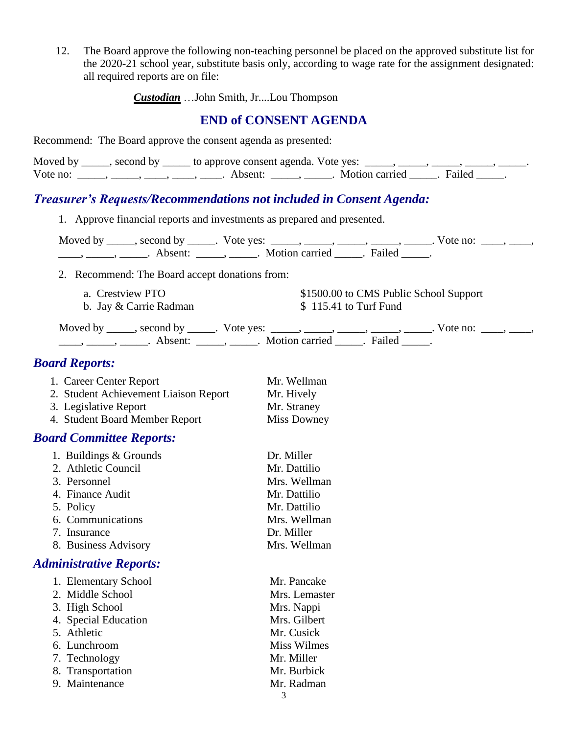12. The Board approve the following non-teaching personnel be placed on the approved substitute list for the 2020-21 school year, substitute basis only, according to wage rate for the assignment designated: all required reports are on file:

    ***Custodian*** …John Smith, Jr....Lou Thompson

## END of CONSENT AGENDA

Recommend: The Board approve the consent agenda as presented:

Moved by _____, second by _____ to approve consent agenda. Vote yes: _____, _____, _____, _____, _____. Vote no: _____, _____, ____, ____, ____. Absent: _____, _____. Motion carried _____. Failed _____.

## *Treasurer's Requests/Recommendations not included in Consent Agenda:*

1. Approve financial reports and investments as prepared and presented.

   Moved by _____, second by _____. Vote yes: _____, _____, _____, _____, _____. Vote no: ____, ____, ____, _____, _____. Absent: _____, _____. Motion carried _____. Failed _____.

2. Recommend: The Board accept donations from:

   a. Crestview PTO — $1500.00 to CMS Public School Support
   b. Jay & Carrie Radman — $ 115.41 to Turf Fund

   Moved by _____, second by _____. Vote yes: _____, _____, _____, _____, _____. Vote no: ____, ____, ____, _____, _____. Absent: _____, _____. Motion carried _____. Failed _____.

## *Board Reports:*

1. Career Center Report — Mr. Wellman
2. Student Achievement Liaison Report — Mr. Hively
3. Legislative Report — Mr. Straney
4. Student Board Member Report — Miss Downey

## *Board Committee Reports:*

1. Buildings & Grounds — Dr. Miller
2. Athletic Council — Mr. Dattilio
3. Personnel — Mrs. Wellman
4. Finance Audit — Mr. Dattilio
5. Policy — Mr. Dattilio
6. Communications — Mrs. Wellman
7. Insurance — Dr. Miller
8. Business Advisory — Mrs. Wellman

## *Administrative Reports:*

1. Elementary School — Mr. Pancake
2. Middle School — Mrs. Lemaster
3. High School — Mrs. Nappi
4. Special Education — Mrs. Gilbert
5. Athletic — Mr. Cusick
6. Lunchroom — Miss Wilmes
7. Technology — Mr. Miller
8. Transportation — Mr. Burbick
9. Maintenance — Mr. Radman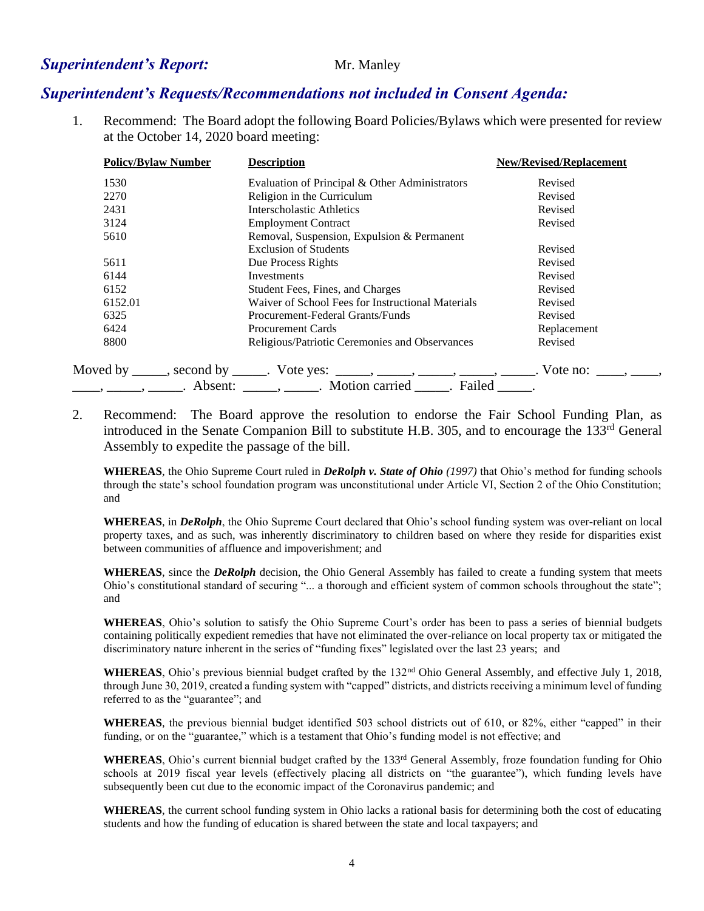## ***Superintendent's Report:*** Mr. Manley

## ***Superintendent's Requests/Recommendations not included in Consent Agenda:***

1. Recommend: The Board adopt the following Board Policies/Bylaws which were presented for review at the October 14, 2020 board meeting:

| Policy/Bylaw Number | Description | New/Revised/Replacement |
|---|---|---|
| 1530 | Evaluation of Principal & Other Administrators | Revised |
| 2270 | Religion in the Curriculum | Revised |
| 2431 | Interscholastic Athletics | Revised |
| 3124 | Employment Contract | Revised |
| 5610 | Removal, Suspension, Expulsion & Permanent Exclusion of Students | Revised |
| 5611 | Due Process Rights | Revised |
| 6144 | Investments | Revised |
| 6152 | Student Fees, Fines, and Charges | Revised |
| 6152.01 | Waiver of School Fees for Instructional Materials | Revised |
| 6325 | Procurement-Federal Grants/Funds | Revised |
| 6424 | Procurement Cards | Replacement |
| 8800 | Religious/Patriotic Ceremonies and Observances | Revised |

Moved by _____, second by _____. Vote yes: _____, _____, _____, _____, _____. Vote no: ____, ____, ____, _____, _____. Absent: _____, _____. Motion carried _____. Failed _____.

2. Recommend: The Board approve the resolution to endorse the Fair School Funding Plan, as introduced in the Senate Companion Bill to substitute H.B. 305, and to encourage the 133rd General Assembly to expedite the passage of the bill.

**WHEREAS**, the Ohio Supreme Court ruled in ***DeRolph v. State of Ohio*** *(1997)* that Ohio's method for funding schools through the state's school foundation program was unconstitutional under Article VI, Section 2 of the Ohio Constitution; and

**WHEREAS**, in ***DeRolph***, the Ohio Supreme Court declared that Ohio's school funding system was over-reliant on local property taxes, and as such, was inherently discriminatory to children based on where they reside for disparities exist between communities of affluence and impoverishment; and

**WHEREAS**, since the ***DeRolph*** decision, the Ohio General Assembly has failed to create a funding system that meets Ohio's constitutional standard of securing "... a thorough and efficient system of common schools throughout the state"; and

**WHEREAS**, Ohio's solution to satisfy the Ohio Supreme Court's order has been to pass a series of biennial budgets containing politically expedient remedies that have not eliminated the over-reliance on local property tax or mitigated the discriminatory nature inherent in the series of "funding fixes" legislated over the last 23 years; and

**WHEREAS**, Ohio's previous biennial budget crafted by the 132nd Ohio General Assembly, and effective July 1, 2018, through June 30, 2019, created a funding system with "capped" districts, and districts receiving a minimum level of funding referred to as the "guarantee"; and

**WHEREAS**, the previous biennial budget identified 503 school districts out of 610, or 82%, either "capped" in their funding, or on the "guarantee," which is a testament that Ohio's funding model is not effective; and

**WHEREAS**, Ohio's current biennial budget crafted by the 133rd General Assembly, froze foundation funding for Ohio schools at 2019 fiscal year levels (effectively placing all districts on "the guarantee"), which funding levels have subsequently been cut due to the economic impact of the Coronavirus pandemic; and

**WHEREAS**, the current school funding system in Ohio lacks a rational basis for determining both the cost of educating students and how the funding of education is shared between the state and local taxpayers; and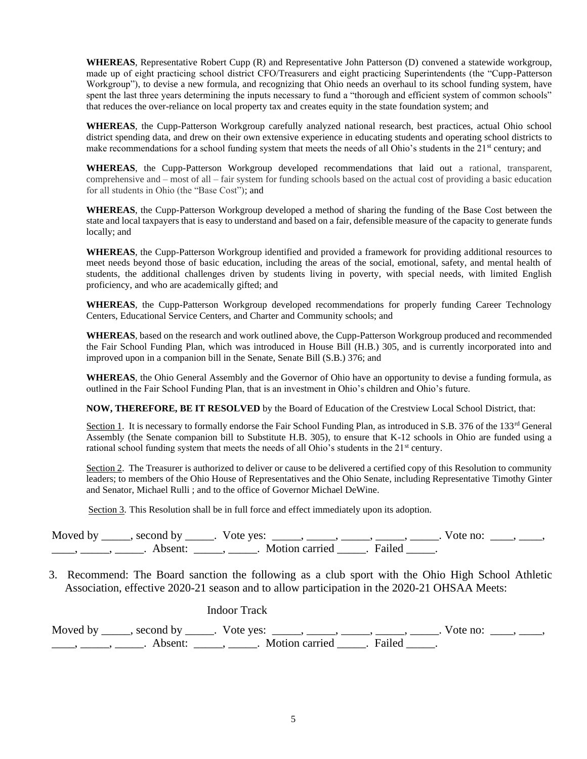**WHEREAS**, Representative Robert Cupp (R) and Representative John Patterson (D) convened a statewide workgroup, made up of eight practicing school district CFO/Treasurers and eight practicing Superintendents (the "Cupp-Patterson Workgroup"), to devise a new formula, and recognizing that Ohio needs an overhaul to its school funding system, have spent the last three years determining the inputs necessary to fund a "thorough and efficient system of common schools" that reduces the over-reliance on local property tax and creates equity in the state foundation system; and

**WHEREAS**, the Cupp-Patterson Workgroup carefully analyzed national research, best practices, actual Ohio school district spending data, and drew on their own extensive experience in educating students and operating school districts to make recommendations for a school funding system that meets the needs of all Ohio's students in the 21st century; and

**WHEREAS**, the Cupp-Patterson Workgroup developed recommendations that laid out a rational, transparent, comprehensive and – most of all – fair system for funding schools based on the actual cost of providing a basic education for all students in Ohio (the "Base Cost"); and

**WHEREAS**, the Cupp-Patterson Workgroup developed a method of sharing the funding of the Base Cost between the state and local taxpayers that is easy to understand and based on a fair, defensible measure of the capacity to generate funds locally; and

**WHEREAS**, the Cupp-Patterson Workgroup identified and provided a framework for providing additional resources to meet needs beyond those of basic education, including the areas of the social, emotional, safety, and mental health of students, the additional challenges driven by students living in poverty, with special needs, with limited English proficiency, and who are academically gifted; and

**WHEREAS**, the Cupp-Patterson Workgroup developed recommendations for properly funding Career Technology Centers, Educational Service Centers, and Charter and Community schools; and

**WHEREAS**, based on the research and work outlined above, the Cupp-Patterson Workgroup produced and recommended the Fair School Funding Plan, which was introduced in House Bill (H.B.) 305, and is currently incorporated into and improved upon in a companion bill in the Senate, Senate Bill (S.B.) 376; and

**WHEREAS**, the Ohio General Assembly and the Governor of Ohio have an opportunity to devise a funding formula, as outlined in the Fair School Funding Plan, that is an investment in Ohio's children and Ohio's future.

**NOW, THEREFORE, BE IT RESOLVED** by the Board of Education of the Crestview Local School District, that:

Section 1. It is necessary to formally endorse the Fair School Funding Plan, as introduced in S.B. 376 of the 133rd General Assembly (the Senate companion bill to Substitute H.B. 305), to ensure that K-12 schools in Ohio are funded using a rational school funding system that meets the needs of all Ohio's students in the 21st century.

Section 2. The Treasurer is authorized to deliver or cause to be delivered a certified copy of this Resolution to community leaders; to members of the Ohio House of Representatives and the Ohio Senate, including Representative Timothy Ginter and Senator, Michael Rulli ; and to the office of Governor Michael DeWine.

Section 3. This Resolution shall be in full force and effect immediately upon its adoption.

Moved by _____, second by _____. Vote yes: _____, _____, _____, _____, _____. Vote no: ____, ____, ____, _____, _____. Absent: _____, _____. Motion carried _____. Failed _____.

3. Recommend: The Board sanction the following as a club sport with the Ohio High School Athletic Association, effective 2020-21 season and to allow participation in the 2020-21 OHSAA Meets:

   Indoor Track

Moved by _____, second by _____. Vote yes: _____, _____, _____, _____, _____. Vote no: ____, ____, ____, _____, _____. Absent: _____, _____. Motion carried _____. Failed _____.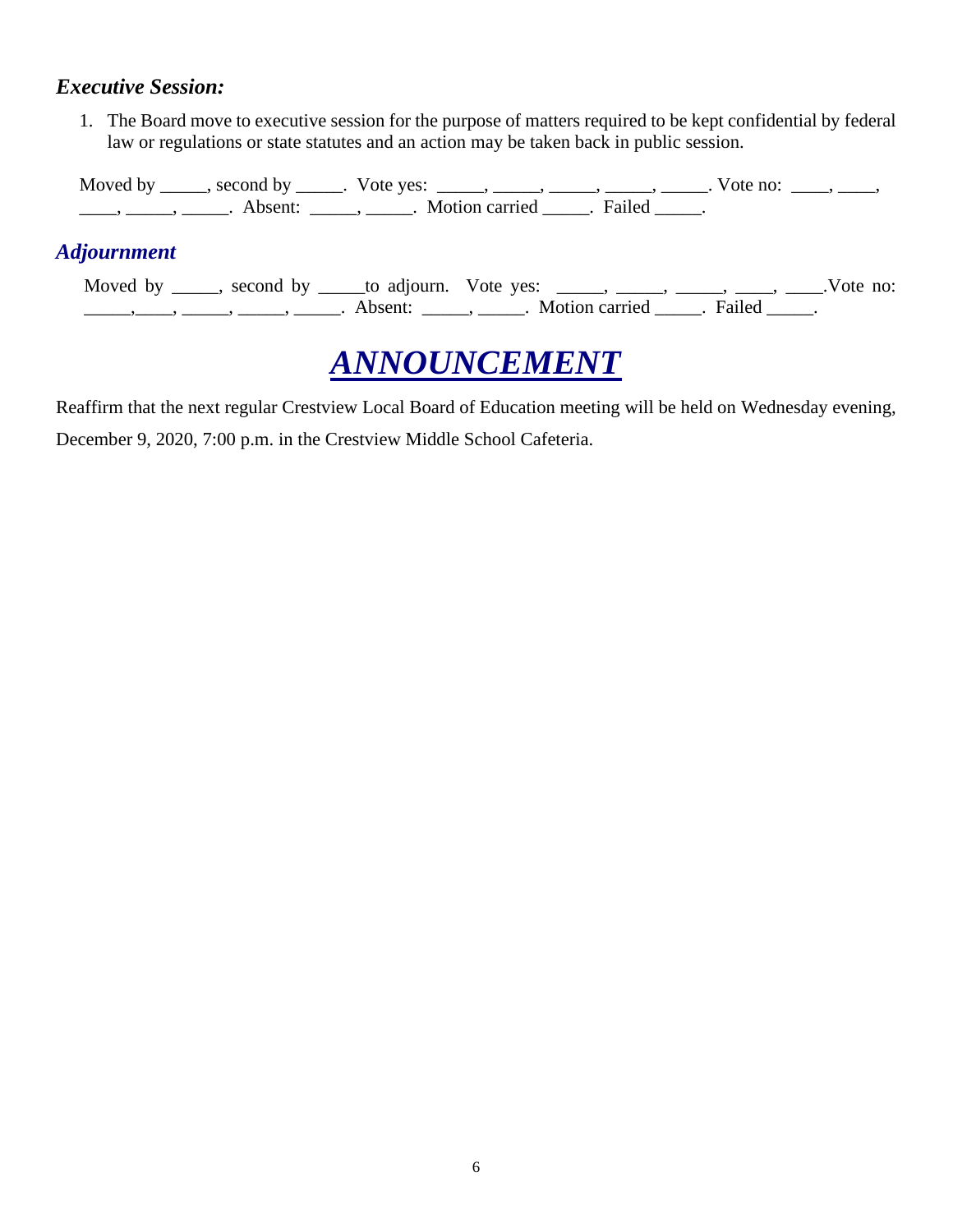### *Executive Session:*

1. The Board move to executive session for the purpose of matters required to be kept confidential by federal law or regulations or state statutes and an action may be taken back in public session.

Moved by _____, second by _____. Vote yes: _____, _____, _____, _____, _____. Vote no: ____, ____, ____, _____, _____. Absent: _____, _____. Motion carried _____. Failed _____.

### *Adjournment*

Moved by _____, second by _____to adjourn. Vote yes: _____, _____, _____, ____, ____.Vote no: _____,____, _____, _____, _____. Absent: _____, _____. Motion carried _____. Failed _____.

# ***ANNOUNCEMENT***

Reaffirm that the next regular Crestview Local Board of Education meeting will be held on Wednesday evening, December 9, 2020, 7:00 p.m. in the Crestview Middle School Cafeteria.